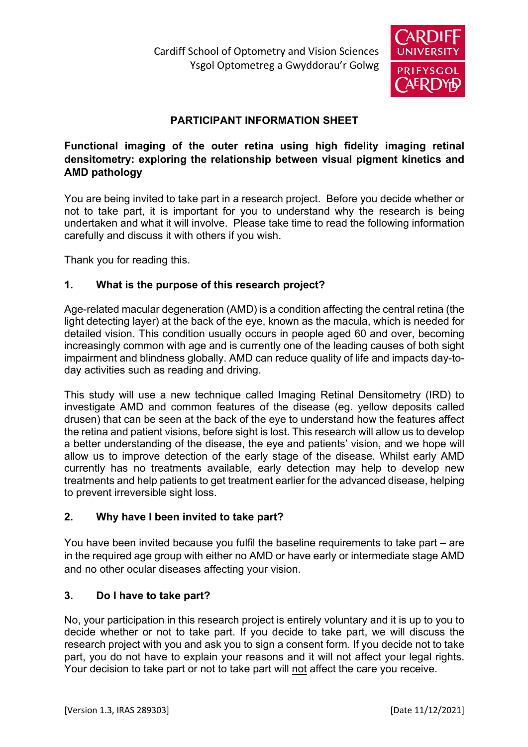Cardiff School of Optometry and Vision Sciences
Ysgol Optometreg a Gwyddorau'r Golwg

# PARTICIPANT INFORMATION SHEET

**Functional imaging of the outer retina using high fidelity imaging retinal densitometry: exploring the relationship between visual pigment kinetics and AMD pathology**

You are being invited to take part in a research project. Before you decide whether or not to take part, it is important for you to understand why the research is being undertaken and what it will involve. Please take time to read the following information carefully and discuss it with others if you wish.

Thank you for reading this.

## 1. What is the purpose of this research project?

Age-related macular degeneration (AMD) is a condition affecting the central retina (the light detecting layer) at the back of the eye, known as the macula, which is needed for detailed vision. This condition usually occurs in people aged 60 and over, becoming increasingly common with age and is currently one of the leading causes of both sight impairment and blindness globally. AMD can reduce quality of life and impacts day-to-day activities such as reading and driving.

This study will use a new technique called Imaging Retinal Densitometry (IRD) to investigate AMD and common features of the disease (eg. yellow deposits called drusen) that can be seen at the back of the eye to understand how the features affect the retina and patient visions, before sight is lost. This research will allow us to develop a better understanding of the disease, the eye and patients' vision, and we hope will allow us to improve detection of the early stage of the disease. Whilst early AMD currently has no treatments available, early detection may help to develop new treatments and help patients to get treatment earlier for the advanced disease, helping to prevent irreversible sight loss.

## 2. Why have I been invited to take part?

You have been invited because you fulfil the baseline requirements to take part – are in the required age group with either no AMD or have early or intermediate stage AMD and no other ocular diseases affecting your vision.

## 3. Do I have to take part?

No, your participation in this research project is entirely voluntary and it is up to you to decide whether or not to take part. If you decide to take part, we will discuss the research project with you and ask you to sign a consent form. If you decide not to take part, you do not have to explain your reasons and it will not affect your legal rights. Your decision to take part or not to take part will not affect the care you receive.

[Version 1.3, IRAS 289303] [Date 11/12/2021]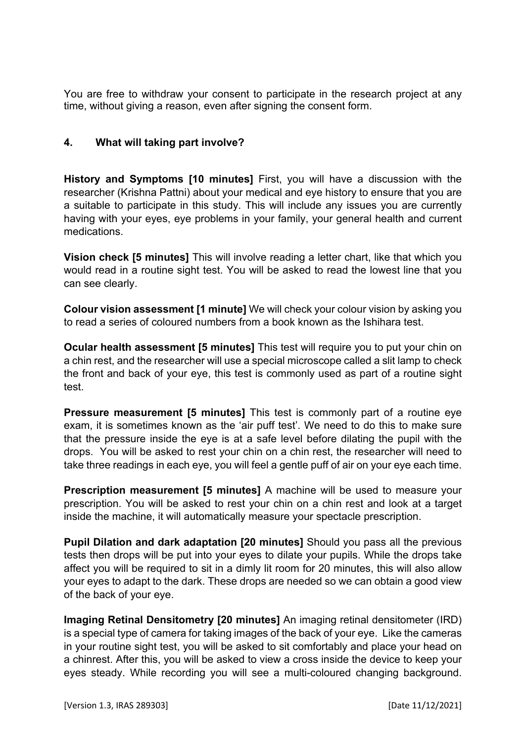You are free to withdraw your consent to participate in the research project at any time, without giving a reason, even after signing the consent form.

## 4. What will taking part involve?

**History and Symptoms [10 minutes]** First, you will have a discussion with the researcher (Krishna Pattni) about your medical and eye history to ensure that you are a suitable to participate in this study. This will include any issues you are currently having with your eyes, eye problems in your family, your general health and current medications.

**Vision check [5 minutes]** This will involve reading a letter chart, like that which you would read in a routine sight test. You will be asked to read the lowest line that you can see clearly.

**Colour vision assessment [1 minute]** We will check your colour vision by asking you to read a series of coloured numbers from a book known as the Ishihara test.

**Ocular health assessment [5 minutes]** This test will require you to put your chin on a chin rest, and the researcher will use a special microscope called a slit lamp to check the front and back of your eye, this test is commonly used as part of a routine sight test.

**Pressure measurement [5 minutes]** This test is commonly part of a routine eye exam, it is sometimes known as the 'air puff test'. We need to do this to make sure that the pressure inside the eye is at a safe level before dilating the pupil with the drops. You will be asked to rest your chin on a chin rest, the researcher will need to take three readings in each eye, you will feel a gentle puff of air on your eye each time.

**Prescription measurement [5 minutes]** A machine will be used to measure your prescription. You will be asked to rest your chin on a chin rest and look at a target inside the machine, it will automatically measure your spectacle prescription.

**Pupil Dilation and dark adaptation [20 minutes]** Should you pass all the previous tests then drops will be put into your eyes to dilate your pupils. While the drops take affect you will be required to sit in a dimly lit room for 20 minutes, this will also allow your eyes to adapt to the dark. These drops are needed so we can obtain a good view of the back of your eye.

**Imaging Retinal Densitometry [20 minutes]** An imaging retinal densitometer (IRD) is a special type of camera for taking images of the back of your eye. Like the cameras in your routine sight test, you will be asked to sit comfortably and place your head on a chinrest. After this, you will be asked to view a cross inside the device to keep your eyes steady. While recording you will see a multi-coloured changing background.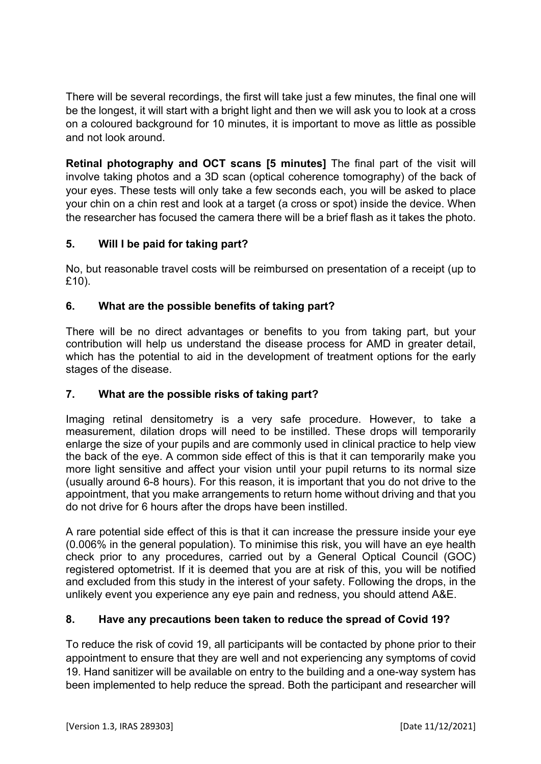There will be several recordings, the first will take just a few minutes, the final one will be the longest, it will start with a bright light and then we will ask you to look at a cross on a coloured background for 10 minutes, it is important to move as little as possible and not look around.

**Retinal photography and OCT scans [5 minutes]** The final part of the visit will involve taking photos and a 3D scan (optical coherence tomography) of the back of your eyes. These tests will only take a few seconds each, you will be asked to place your chin on a chin rest and look at a target (a cross or spot) inside the device. When the researcher has focused the camera there will be a brief flash as it takes the photo.

### 5. Will I be paid for taking part?

No, but reasonable travel costs will be reimbursed on presentation of a receipt (up to £10).

### 6. What are the possible benefits of taking part?

There will be no direct advantages or benefits to you from taking part, but your contribution will help us understand the disease process for AMD in greater detail, which has the potential to aid in the development of treatment options for the early stages of the disease.

### 7. What are the possible risks of taking part?

Imaging retinal densitometry is a very safe procedure. However, to take a measurement, dilation drops will need to be instilled. These drops will temporarily enlarge the size of your pupils and are commonly used in clinical practice to help view the back of the eye. A common side effect of this is that it can temporarily make you more light sensitive and affect your vision until your pupil returns to its normal size (usually around 6-8 hours). For this reason, it is important that you do not drive to the appointment, that you make arrangements to return home without driving and that you do not drive for 6 hours after the drops have been instilled.

A rare potential side effect of this is that it can increase the pressure inside your eye (0.006% in the general population). To minimise this risk, you will have an eye health check prior to any procedures, carried out by a General Optical Council (GOC) registered optometrist. If it is deemed that you are at risk of this, you will be notified and excluded from this study in the interest of your safety. Following the drops, in the unlikely event you experience any eye pain and redness, you should attend A&E.

### 8. Have any precautions been taken to reduce the spread of Covid 19?

To reduce the risk of covid 19, all participants will be contacted by phone prior to their appointment to ensure that they are well and not experiencing any symptoms of covid 19. Hand sanitizer will be available on entry to the building and a one-way system has been implemented to help reduce the spread. Both the participant and researcher will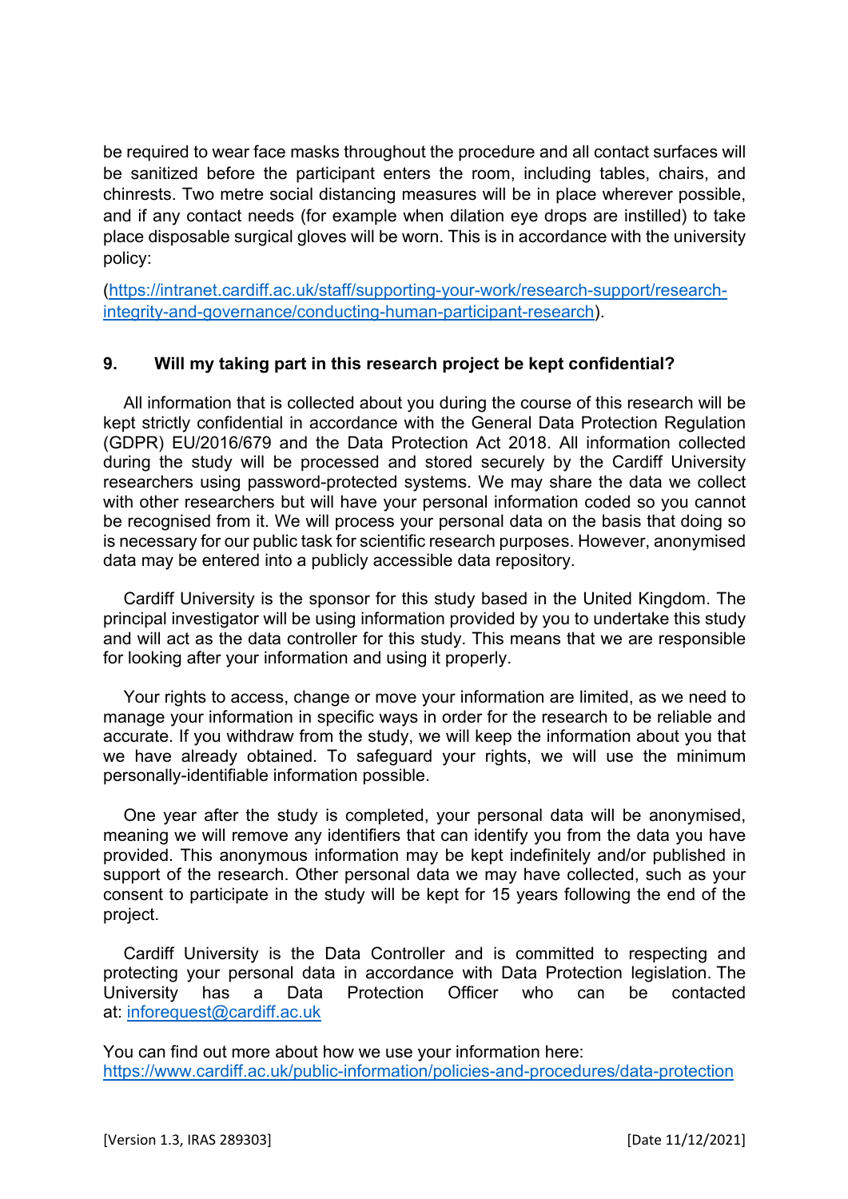be required to wear face masks throughout the procedure and all contact surfaces will be sanitized before the participant enters the room, including tables, chairs, and chinrests. Two metre social distancing measures will be in place wherever possible, and if any contact needs (for example when dilation eye drops are instilled) to take place disposable surgical gloves will be worn. This is in accordance with the university policy:

(https://intranet.cardiff.ac.uk/staff/supporting-your-work/research-support/research-integrity-and-governance/conducting-human-participant-research).

## 9. Will my taking part in this research project be kept confidential?

All information that is collected about you during the course of this research will be kept strictly confidential in accordance with the General Data Protection Regulation (GDPR) EU/2016/679 and the Data Protection Act 2018. All information collected during the study will be processed and stored securely by the Cardiff University researchers using password-protected systems. We may share the data we collect with other researchers but will have your personal information coded so you cannot be recognised from it. We will process your personal data on the basis that doing so is necessary for our public task for scientific research purposes. However, anonymised data may be entered into a publicly accessible data repository.

Cardiff University is the sponsor for this study based in the United Kingdom. The principal investigator will be using information provided by you to undertake this study and will act as the data controller for this study. This means that we are responsible for looking after your information and using it properly.

Your rights to access, change or move your information are limited, as we need to manage your information in specific ways in order for the research to be reliable and accurate. If you withdraw from the study, we will keep the information about you that we have already obtained. To safeguard your rights, we will use the minimum personally-identifiable information possible.

One year after the study is completed, your personal data will be anonymised, meaning we will remove any identifiers that can identify you from the data you have provided. This anonymous information may be kept indefinitely and/or published in support of the research. Other personal data we may have collected, such as your consent to participate in the study will be kept for 15 years following the end of the project.

Cardiff University is the Data Controller and is committed to respecting and protecting your personal data in accordance with Data Protection legislation. The University has a Data Protection Officer who can be contacted at: inforequest@cardiff.ac.uk

You can find out more about how we use your information here: https://www.cardiff.ac.uk/public-information/policies-and-procedures/data-protection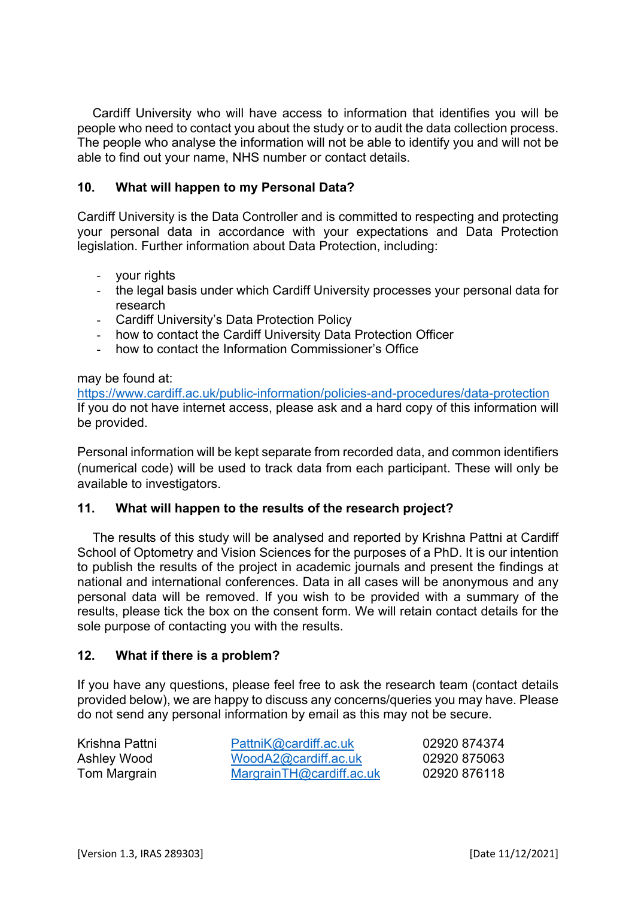Cardiff University who will have access to information that identifies you will be people who need to contact you about the study or to audit the data collection process. The people who analyse the information will not be able to identify you and will not be able to find out your name, NHS number or contact details.

## 10. What will happen to my Personal Data?

Cardiff University is the Data Controller and is committed to respecting and protecting your personal data in accordance with your expectations and Data Protection legislation. Further information about Data Protection, including:

- your rights
- the legal basis under which Cardiff University processes your personal data for research
- Cardiff University's Data Protection Policy
- how to contact the Cardiff University Data Protection Officer
- how to contact the Information Commissioner's Office

may be found at: [https://www.cardiff.ac.uk/public-information/policies-and-procedures/data-protection](https://www.cardiff.ac.uk/public-information/policies-and-procedures/data-protection)
If you do not have internet access, please ask and a hard copy of this information will be provided.

Personal information will be kept separate from recorded data, and common identifiers (numerical code) will be used to track data from each participant. These will only be available to investigators.

## 11. What will happen to the results of the research project?

The results of this study will be analysed and reported by Krishna Pattni at Cardiff School of Optometry and Vision Sciences for the purposes of a PhD. It is our intention to publish the results of the project in academic journals and present the findings at national and international conferences. Data in all cases will be anonymous and any personal data will be removed. If you wish to be provided with a summary of the results, please tick the box on the consent form. We will retain contact details for the sole purpose of contacting you with the results.

## 12. What if there is a problem?

If you have any questions, please feel free to ask the research team (contact details provided below), we are happy to discuss any concerns/queries you may have. Please do not send any personal information by email as this may not be secure.

| | | |
|---|---|---|
| Krishna Pattni | PattniK@cardiff.ac.uk | 02920 874374 |
| Ashley Wood | WoodA2@cardiff.ac.uk | 02920 875063 |
| Tom Margrain | MargrainTH@cardiff.ac.uk | 02920 876118 |

[Version 1.3, IRAS 289303] [Date 11/12/2021]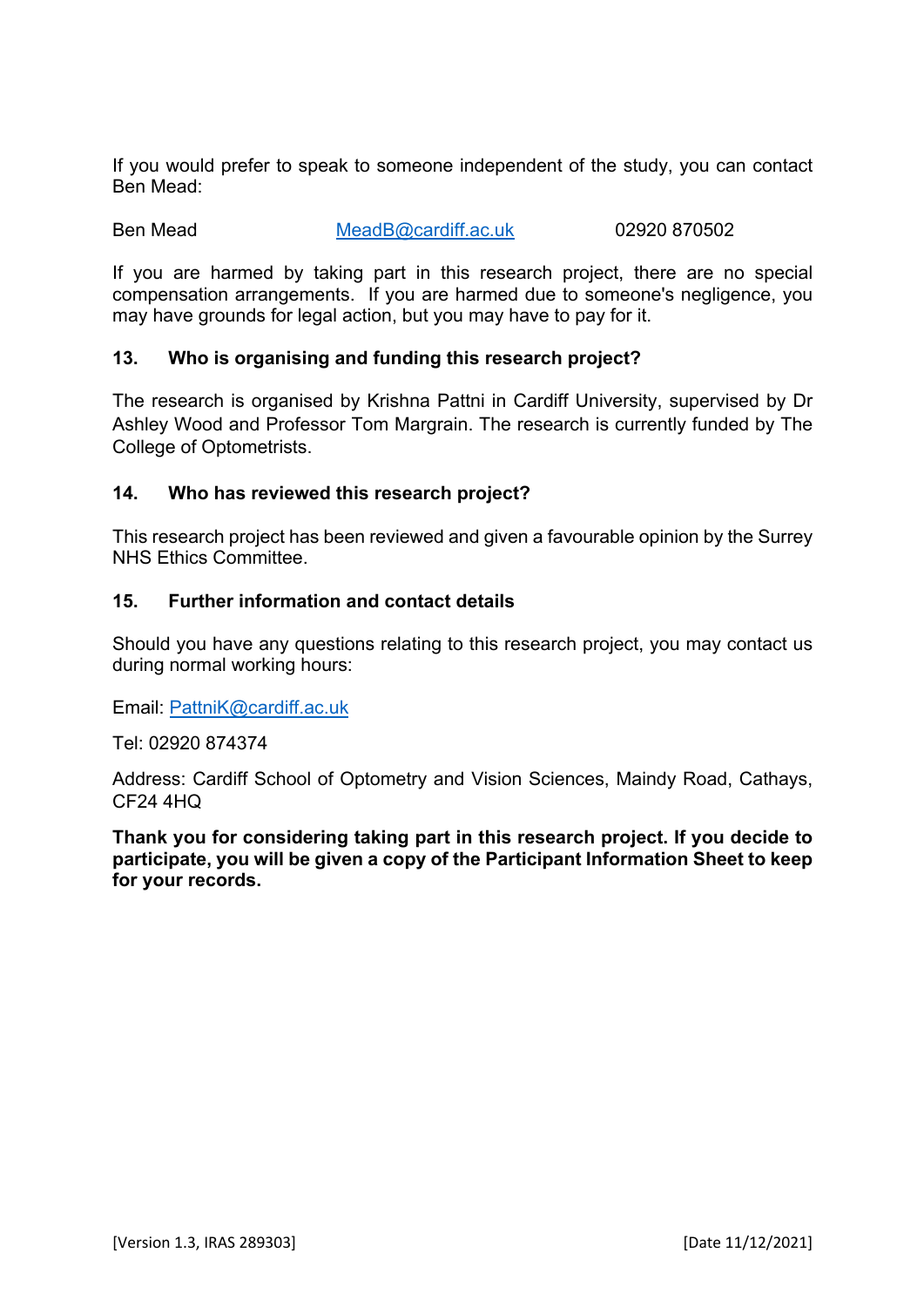If you would prefer to speak to someone independent of the study, you can contact Ben Mead:

Ben Mead MeadB@cardiff.ac.uk 02920 870502

If you are harmed by taking part in this research project, there are no special compensation arrangements. If you are harmed due to someone's negligence, you may have grounds for legal action, but you may have to pay for it.

### 13. Who is organising and funding this research project?

The research is organised by Krishna Pattni in Cardiff University, supervised by Dr Ashley Wood and Professor Tom Margrain. The research is currently funded by The College of Optometrists.

### 14. Who has reviewed this research project?

This research project has been reviewed and given a favourable opinion by the Surrey NHS Ethics Committee.

### 15. Further information and contact details

Should you have any questions relating to this research project, you may contact us during normal working hours:

Email: PattniK@cardiff.ac.uk

Tel: 02920 874374

Address: Cardiff School of Optometry and Vision Sciences, Maindy Road, Cathays, CF24 4HQ

**Thank you for considering taking part in this research project. If you decide to participate, you will be given a copy of the Participant Information Sheet to keep for your records.**